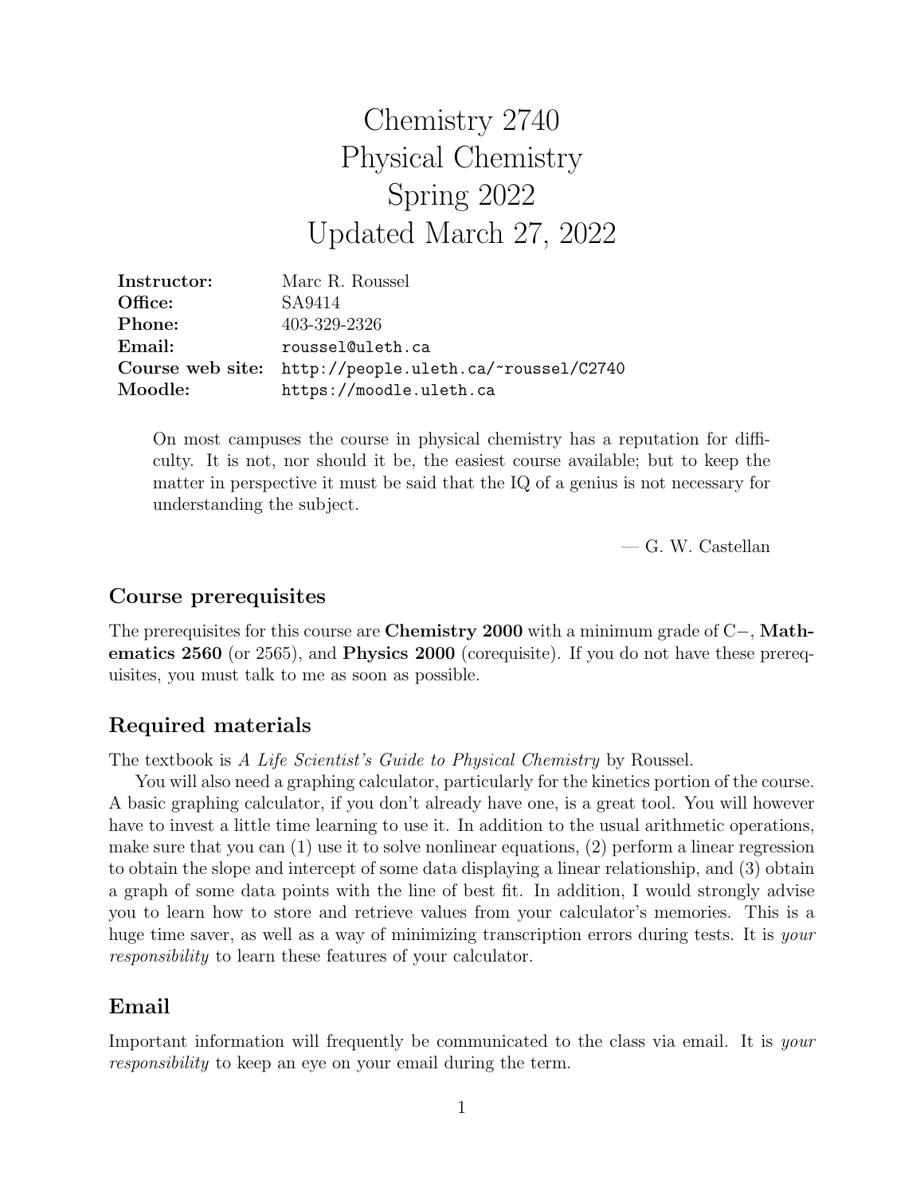# Chemistry 2740
# Physical Chemistry
# Spring 2022
# Updated March 27, 2022

| | |
|---|---|
| **Instructor:** | Marc R. Roussel |
| **Office:** | SA9414 |
| **Phone:** | 403-329-2326 |
| **Email:** | `roussel@uleth.ca` |
| **Course web site:** | `http://people.uleth.ca/~roussel/C2740` |
| **Moodle:** | `https://moodle.uleth.ca` |

> On most campuses the course in physical chemistry has a reputation for difficulty. It is not, nor should it be, the easiest course available; but to keep the matter in perspective it must be said that the IQ of a genius is not necessary for understanding the subject.
>
> — G. W. Castellan

## Course prerequisites

The prerequisites for this course are **Chemistry 2000** with a minimum grade of C−, **Mathematics 2560** (or 2565), and **Physics 2000** (corequisite). If you do not have these prerequisites, you must talk to me as soon as possible.

## Required materials

The textbook is *A Life Scientist's Guide to Physical Chemistry* by Roussel.

You will also need a graphing calculator, particularly for the kinetics portion of the course. A basic graphing calculator, if you don't already have one, is a great tool. You will however have to invest a little time learning to use it. In addition to the usual arithmetic operations, make sure that you can (1) use it to solve nonlinear equations, (2) perform a linear regression to obtain the slope and intercept of some data displaying a linear relationship, and (3) obtain a graph of some data points with the line of best fit. In addition, I would strongly advise you to learn how to store and retrieve values from your calculator's memories. This is a huge time saver, as well as a way of minimizing transcription errors during tests. It is *your responsibility* to learn these features of your calculator.

## Email

Important information will frequently be communicated to the class via email. It is *your responsibility* to keep an eye on your email during the term.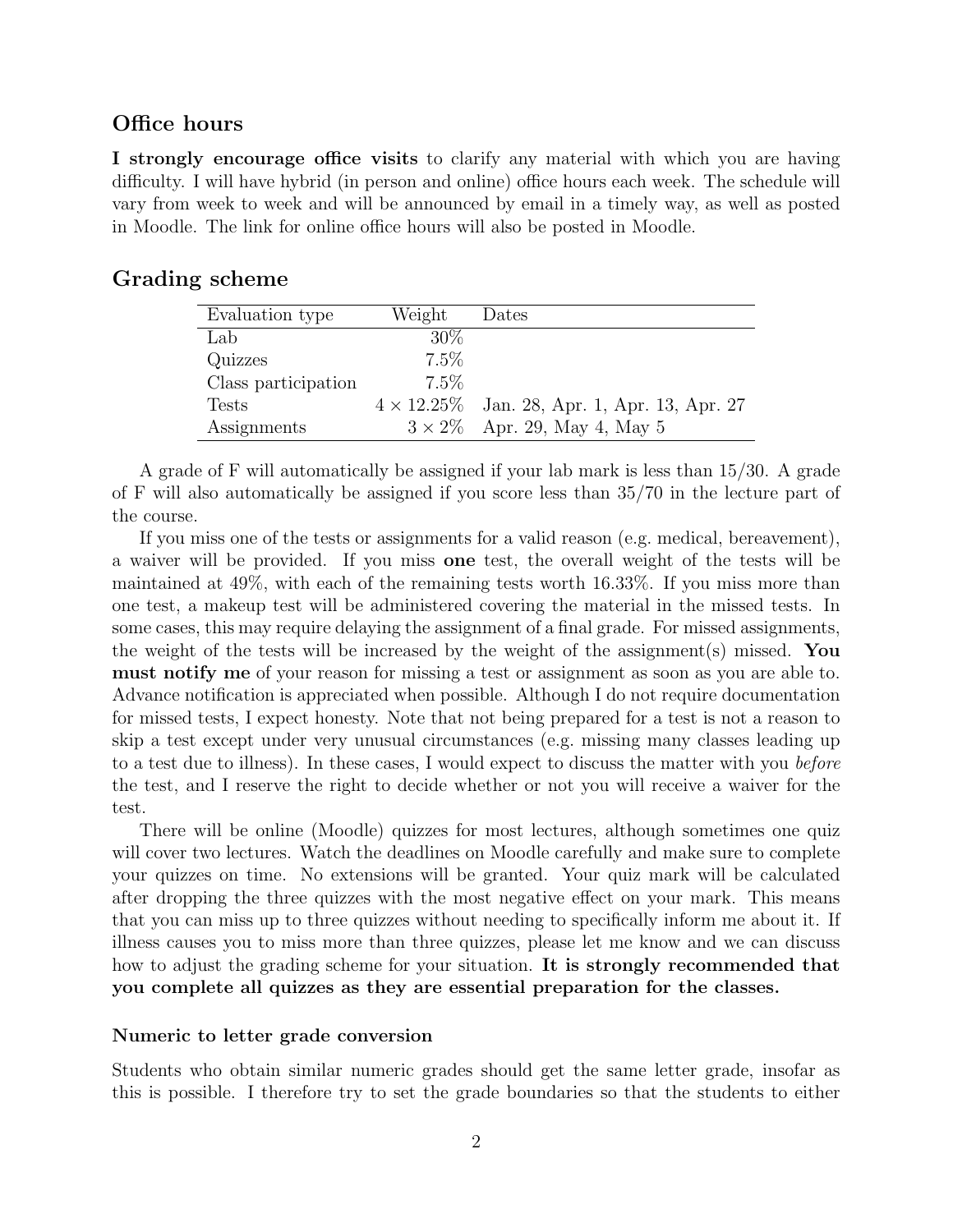## Office hours

**I strongly encourage office visits** to clarify any material with which you are having difficulty. I will have hybrid (in person and online) office hours each week. The schedule will vary from week to week and will be announced by email in a timely way, as well as posted in Moodle. The link for online office hours will also be posted in Moodle.

## Grading scheme

| Evaluation type | Weight | Dates |
|---|---|---|
| Lab | 30% | |
| Quizzes | 7.5% | |
| Class participation | 7.5% | |
| Tests | $4 \times 12.25\%$ | Jan. 28, Apr. 1, Apr. 13, Apr. 27 |
| Assignments | $3 \times 2\%$ | Apr. 29, May 4, May 5 |

A grade of F will automatically be assigned if your lab mark is less than 15/30. A grade of F will also automatically be assigned if you score less than 35/70 in the lecture part of the course.

If you miss one of the tests or assignments for a valid reason (e.g. medical, bereavement), a waiver will be provided. If you miss **one** test, the overall weight of the tests will be maintained at 49%, with each of the remaining tests worth 16.33%. If you miss more than one test, a makeup test will be administered covering the material in the missed tests. In some cases, this may require delaying the assignment of a final grade. For missed assignments, the weight of the tests will be increased by the weight of the assignment(s) missed. **You must notify me** of your reason for missing a test or assignment as soon as you are able to. Advance notification is appreciated when possible. Although I do not require documentation for missed tests, I expect honesty. Note that not being prepared for a test is not a reason to skip a test except under very unusual circumstances (e.g. missing many classes leading up to a test due to illness). In these cases, I would expect to discuss the matter with you *before* the test, and I reserve the right to decide whether or not you will receive a waiver for the test.

There will be online (Moodle) quizzes for most lectures, although sometimes one quiz will cover two lectures. Watch the deadlines on Moodle carefully and make sure to complete your quizzes on time. No extensions will be granted. Your quiz mark will be calculated after dropping the three quizzes with the most negative effect on your mark. This means that you can miss up to three quizzes without needing to specifically inform me about it. If illness causes you to miss more than three quizzes, please let me know and we can discuss how to adjust the grading scheme for your situation. **It is strongly recommended that you complete all quizzes as they are essential preparation for the classes.**

### Numeric to letter grade conversion

Students who obtain similar numeric grades should get the same letter grade, insofar as this is possible. I therefore try to set the grade boundaries so that the students to either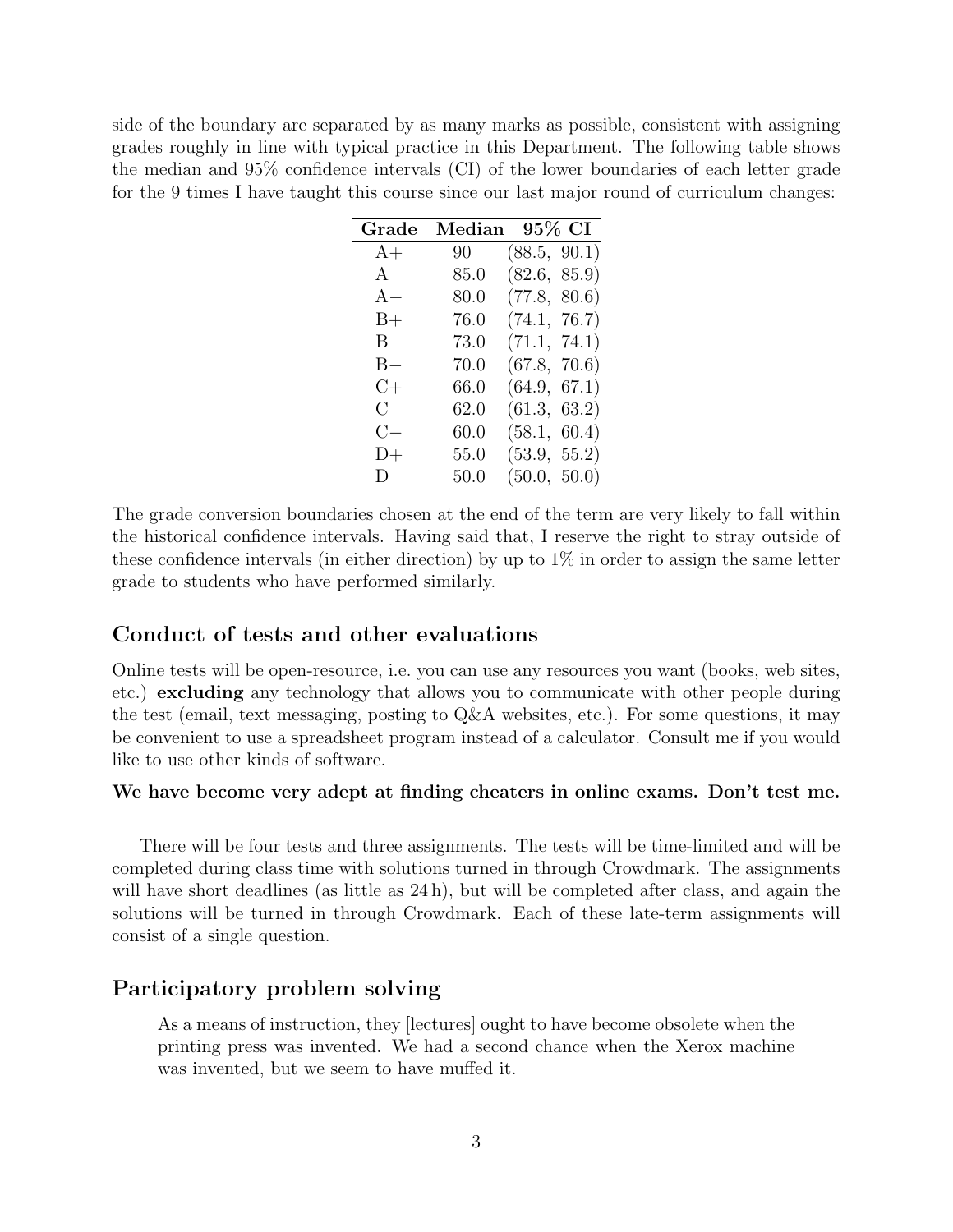side of the boundary are separated by as many marks as possible, consistent with assigning grades roughly in line with typical practice in this Department. The following table shows the median and 95% confidence intervals (CI) of the lower boundaries of each letter grade for the 9 times I have taught this course since our last major round of curriculum changes:

| Grade | Median | 95% CI |
|---|---|---|
| A+ | 90 | (88.5, 90.1) |
| A | 85.0 | (82.6, 85.9) |
| A− | 80.0 | (77.8, 80.6) |
| B+ | 76.0 | (74.1, 76.7) |
| B | 73.0 | (71.1, 74.1) |
| B− | 70.0 | (67.8, 70.6) |
| C+ | 66.0 | (64.9, 67.1) |
| C | 62.0 | (61.3, 63.2) |
| C− | 60.0 | (58.1, 60.4) |
| D+ | 55.0 | (53.9, 55.2) |
| D | 50.0 | (50.0, 50.0) |

The grade conversion boundaries chosen at the end of the term are very likely to fall within the historical confidence intervals. Having said that, I reserve the right to stray outside of these confidence intervals (in either direction) by up to 1% in order to assign the same letter grade to students who have performed similarly.

## Conduct of tests and other evaluations

Online tests will be open-resource, i.e. you can use any resources you want (books, web sites, etc.) **excluding** any technology that allows you to communicate with other people during the test (email, text messaging, posting to Q&A websites, etc.). For some questions, it may be convenient to use a spreadsheet program instead of a calculator. Consult me if you would like to use other kinds of software.

**We have become very adept at finding cheaters in online exams. Don't test me.**

There will be four tests and three assignments. The tests will be time-limited and will be completed during class time with solutions turned in through Crowdmark. The assignments will have short deadlines (as little as 24 h), but will be completed after class, and again the solutions will be turned in through Crowdmark. Each of these late-term assignments will consist of a single question.

## Participatory problem solving

> As a means of instruction, they [lectures] ought to have become obsolete when the printing press was invented. We had a second chance when the Xerox machine was invented, but we seem to have muffed it.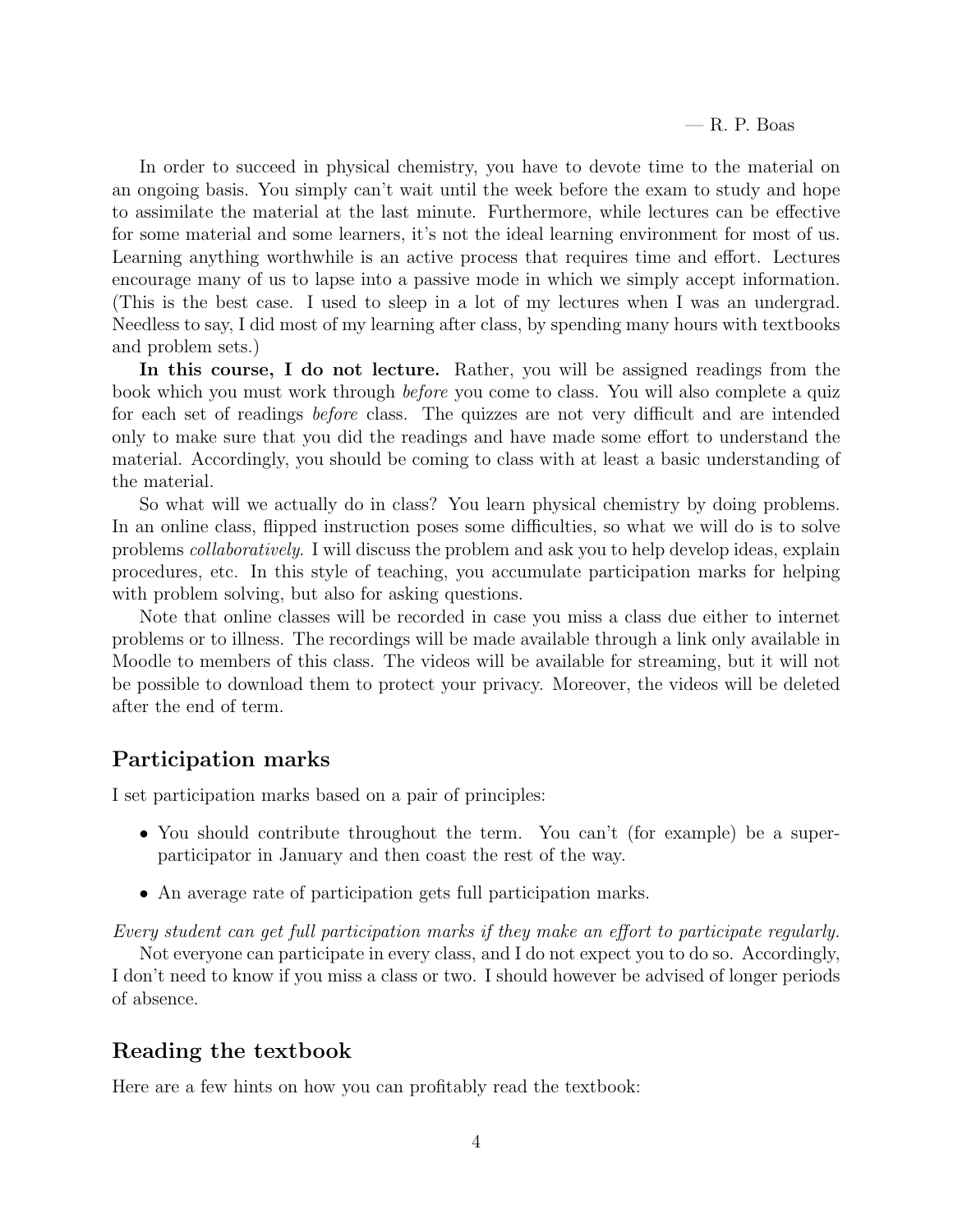— R. P. Boas

In order to succeed in physical chemistry, you have to devote time to the material on an ongoing basis. You simply can't wait until the week before the exam to study and hope to assimilate the material at the last minute. Furthermore, while lectures can be effective for some material and some learners, it's not the ideal learning environment for most of us. Learning anything worthwhile is an active process that requires time and effort. Lectures encourage many of us to lapse into a passive mode in which we simply accept information. (This is the best case. I used to sleep in a lot of my lectures when I was an undergrad. Needless to say, I did most of my learning after class, by spending many hours with textbooks and problem sets.)

**In this course, I do not lecture.** Rather, you will be assigned readings from the book which you must work through *before* you come to class. You will also complete a quiz for each set of readings *before* class. The quizzes are not very difficult and are intended only to make sure that you did the readings and have made some effort to understand the material. Accordingly, you should be coming to class with at least a basic understanding of the material.

So what will we actually do in class? You learn physical chemistry by doing problems. In an online class, flipped instruction poses some difficulties, so what we will do is to solve problems *collaboratively*. I will discuss the problem and ask you to help develop ideas, explain procedures, etc. In this style of teaching, you accumulate participation marks for helping with problem solving, but also for asking questions.

Note that online classes will be recorded in case you miss a class due either to internet problems or to illness. The recordings will be made available through a link only available in Moodle to members of this class. The videos will be available for streaming, but it will not be possible to download them to protect your privacy. Moreover, the videos will be deleted after the end of term.

## Participation marks

I set participation marks based on a pair of principles:

- You should contribute throughout the term. You can't (for example) be a super-participator in January and then coast the rest of the way.
- An average rate of participation gets full participation marks.

*Every student can get full participation marks if they make an effort to participate regularly.*

Not everyone can participate in every class, and I do not expect you to do so. Accordingly, I don't need to know if you miss a class or two. I should however be advised of longer periods of absence.

## Reading the textbook

Here are a few hints on how you can profitably read the textbook: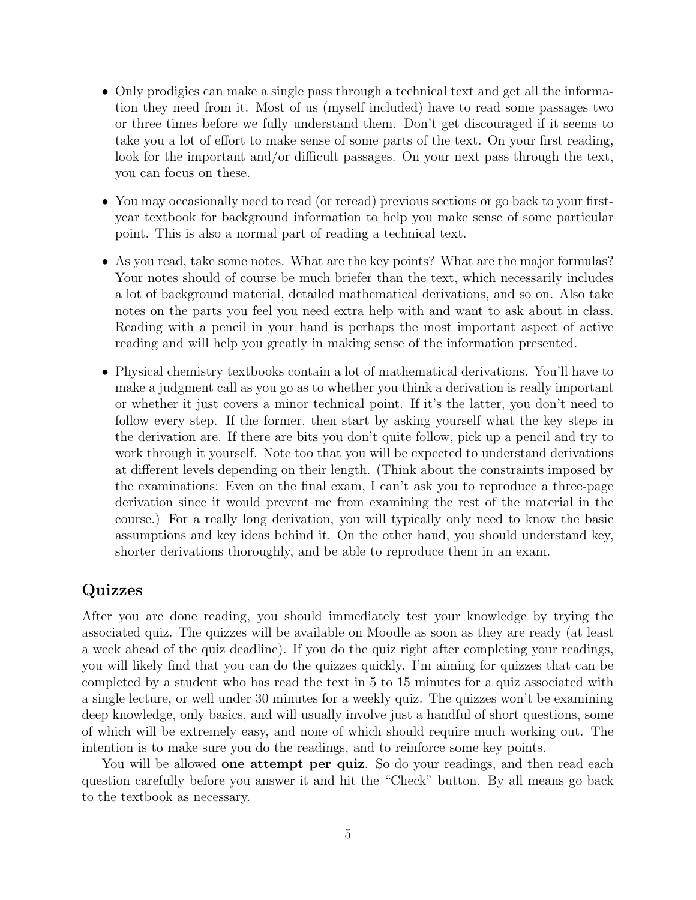- Only prodigies can make a single pass through a technical text and get all the information they need from it. Most of us (myself included) have to read some passages two or three times before we fully understand them. Don't get discouraged if it seems to take you a lot of effort to make sense of some parts of the text. On your first reading, look for the important and/or difficult passages. On your next pass through the text, you can focus on these.

- You may occasionally need to read (or reread) previous sections or go back to your first-year textbook for background information to help you make sense of some particular point. This is also a normal part of reading a technical text.

- As you read, take some notes. What are the key points? What are the major formulas? Your notes should of course be much briefer than the text, which necessarily includes a lot of background material, detailed mathematical derivations, and so on. Also take notes on the parts you feel you need extra help with and want to ask about in class. Reading with a pencil in your hand is perhaps the most important aspect of active reading and will help you greatly in making sense of the information presented.

- Physical chemistry textbooks contain a lot of mathematical derivations. You'll have to make a judgment call as you go as to whether you think a derivation is really important or whether it just covers a minor technical point. If it's the latter, you don't need to follow every step. If the former, then start by asking yourself what the key steps in the derivation are. If there are bits you don't quite follow, pick up a pencil and try to work through it yourself. Note too that you will be expected to understand derivations at different levels depending on their length. (Think about the constraints imposed by the examinations: Even on the final exam, I can't ask you to reproduce a three-page derivation since it would prevent me from examining the rest of the material in the course.) For a really long derivation, you will typically only need to know the basic assumptions and key ideas behind it. On the other hand, you should understand key, shorter derivations thoroughly, and be able to reproduce them in an exam.

## Quizzes

After you are done reading, you should immediately test your knowledge by trying the associated quiz. The quizzes will be available on Moodle as soon as they are ready (at least a week ahead of the quiz deadline). If you do the quiz right after completing your readings, you will likely find that you can do the quizzes quickly. I'm aiming for quizzes that can be completed by a student who has read the text in 5 to 15 minutes for a quiz associated with a single lecture, or well under 30 minutes for a weekly quiz. The quizzes won't be examining deep knowledge, only basics, and will usually involve just a handful of short questions, some of which will be extremely easy, and none of which should require much working out. The intention is to make sure you do the readings, and to reinforce some key points.

You will be allowed **one attempt per quiz**. So do your readings, and then read each question carefully before you answer it and hit the "Check" button. By all means go back to the textbook as necessary.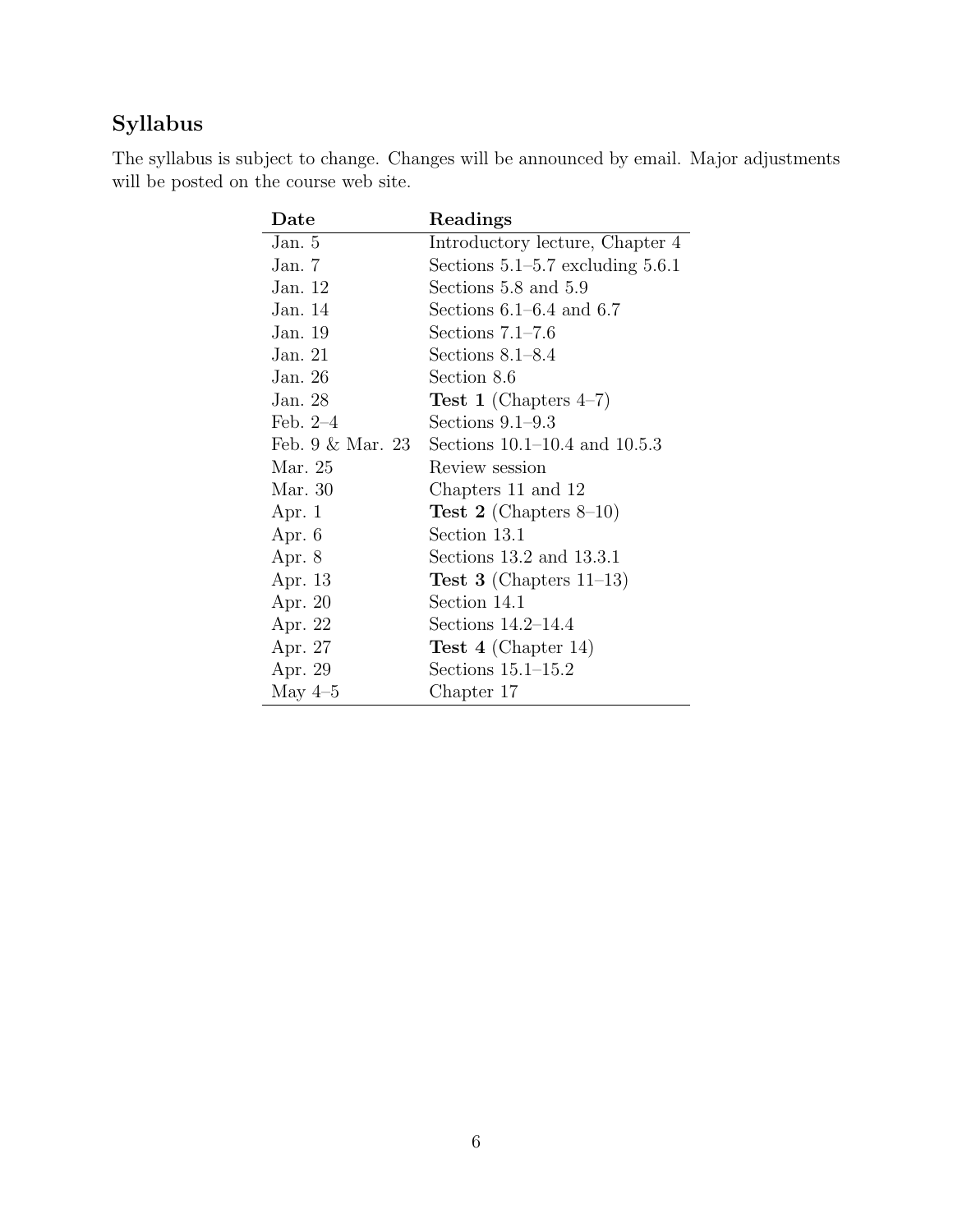## Syllabus

The syllabus is subject to change. Changes will be announced by email. Major adjustments will be posted on the course web site.

| Date | Readings |
|---|---|
| Jan. 5 | Introductory lecture, Chapter 4 |
| Jan. 7 | Sections 5.1–5.7 excluding 5.6.1 |
| Jan. 12 | Sections 5.8 and 5.9 |
| Jan. 14 | Sections 6.1–6.4 and 6.7 |
| Jan. 19 | Sections 7.1–7.6 |
| Jan. 21 | Sections 8.1–8.4 |
| Jan. 26 | Section 8.6 |
| Jan. 28 | **Test 1** (Chapters 4–7) |
| Feb. 2–4 | Sections 9.1–9.3 |
| Feb. 9 & Mar. 23 | Sections 10.1–10.4 and 10.5.3 |
| Mar. 25 | Review session |
| Mar. 30 | Chapters 11 and 12 |
| Apr. 1 | **Test 2** (Chapters 8–10) |
| Apr. 6 | Section 13.1 |
| Apr. 8 | Sections 13.2 and 13.3.1 |
| Apr. 13 | **Test 3** (Chapters 11–13) |
| Apr. 20 | Section 14.1 |
| Apr. 22 | Sections 14.2–14.4 |
| Apr. 27 | **Test 4** (Chapter 14) |
| Apr. 29 | Sections 15.1–15.2 |
| May 4–5 | Chapter 17 |